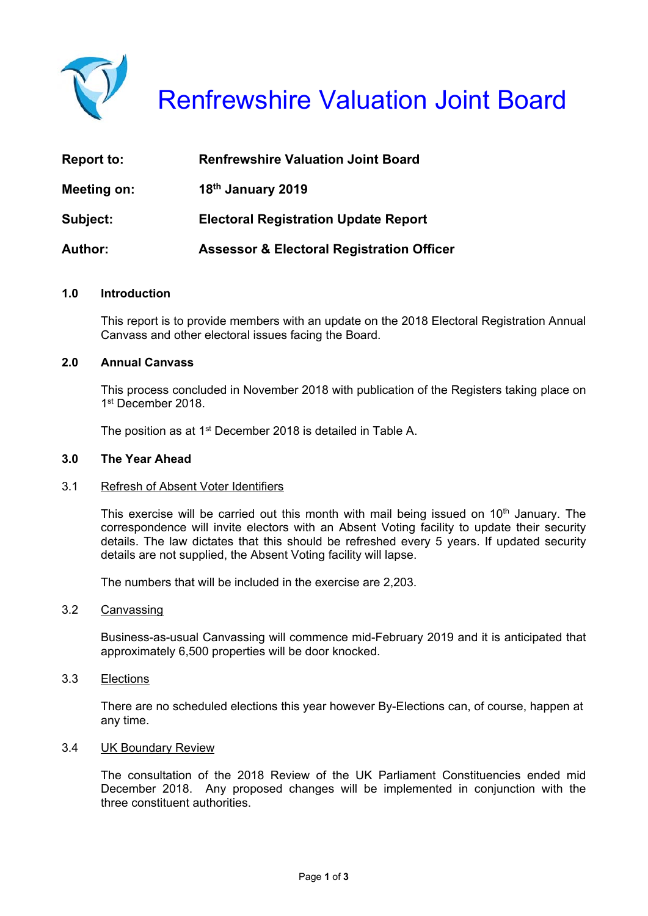# Renfrewshire Valuation Joint Board

| | |
|---|---|
| **Report to:** | **Renfrewshire Valuation Joint Board** |
| **Meeting on:** | **18th January 2019** |
| **Subject:** | **Electoral Registration Update Report** |
| **Author:** | **Assessor & Electoral Registration Officer** |

## 1.0 Introduction

This report is to provide members with an update on the 2018 Electoral Registration Annual Canvass and other electoral issues facing the Board.

## 2.0 Annual Canvass

This process concluded in November 2018 with publication of the Registers taking place on 1st December 2018.

The position as at 1st December 2018 is detailed in Table A.

## 3.0 The Year Ahead

### 3.1 Refresh of Absent Voter Identifiers

This exercise will be carried out this month with mail being issued on 10th January. The correspondence will invite electors with an Absent Voting facility to update their security details. The law dictates that this should be refreshed every 5 years. If updated security details are not supplied, the Absent Voting facility will lapse.

The numbers that will be included in the exercise are 2,203.

### 3.2 Canvassing

Business-as-usual Canvassing will commence mid-February 2019 and it is anticipated that approximately 6,500 properties will be door knocked.

### 3.3 Elections

There are no scheduled elections this year however By-Elections can, of course, happen at any time.

### 3.4 UK Boundary Review

The consultation of the 2018 Review of the UK Parliament Constituencies ended mid December 2018. Any proposed changes will be implemented in conjunction with the three constituent authorities.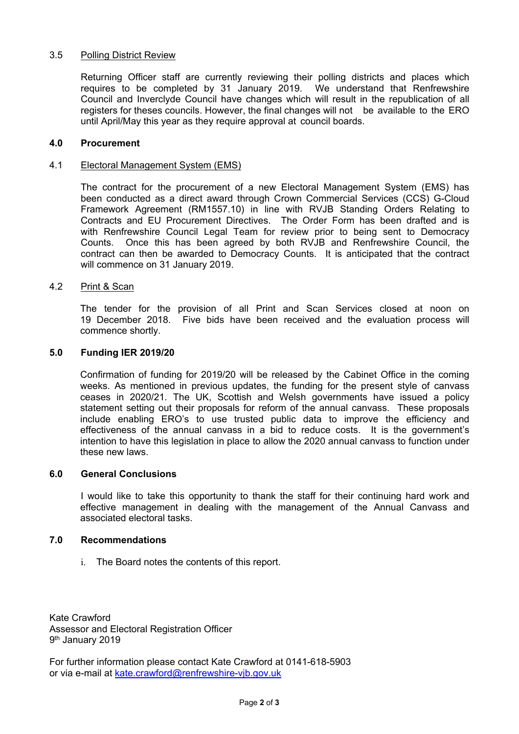### 3.5 Polling District Review

Returning Officer staff are currently reviewing their polling districts and places which requires to be completed by 31 January 2019. We understand that Renfrewshire Council and Inverclyde Council have changes which will result in the republication of all registers for theses councils. However, the final changes will not be available to the ERO until April/May this year as they require approval at council boards.

## 4.0 Procurement

### 4.1 Electoral Management System (EMS)

The contract for the procurement of a new Electoral Management System (EMS) has been conducted as a direct award through Crown Commercial Services (CCS) G-Cloud Framework Agreement (RM1557.10) in line with RVJB Standing Orders Relating to Contracts and EU Procurement Directives. The Order Form has been drafted and is with Renfrewshire Council Legal Team for review prior to being sent to Democracy Counts. Once this has been agreed by both RVJB and Renfrewshire Council, the contract can then be awarded to Democracy Counts. It is anticipated that the contract will commence on 31 January 2019.

### 4.2 Print & Scan

The tender for the provision of all Print and Scan Services closed at noon on 19 December 2018. Five bids have been received and the evaluation process will commence shortly.

## 5.0 Funding IER 2019/20

Confirmation of funding for 2019/20 will be released by the Cabinet Office in the coming weeks. As mentioned in previous updates, the funding for the present style of canvass ceases in 2020/21. The UK, Scottish and Welsh governments have issued a policy statement setting out their proposals for reform of the annual canvass. These proposals include enabling ERO's to use trusted public data to improve the efficiency and effectiveness of the annual canvass in a bid to reduce costs. It is the government's intention to have this legislation in place to allow the 2020 annual canvass to function under these new laws.

## 6.0 General Conclusions

I would like to take this opportunity to thank the staff for their continuing hard work and effective management in dealing with the management of the Annual Canvass and associated electoral tasks.

## 7.0 Recommendations

i. The Board notes the contents of this report.

Kate Crawford
Assessor and Electoral Registration Officer
9th January 2019

For further information please contact Kate Crawford at 0141-618-5903
or via e-mail at kate.crawford@renfrewshire-vjb.gov.uk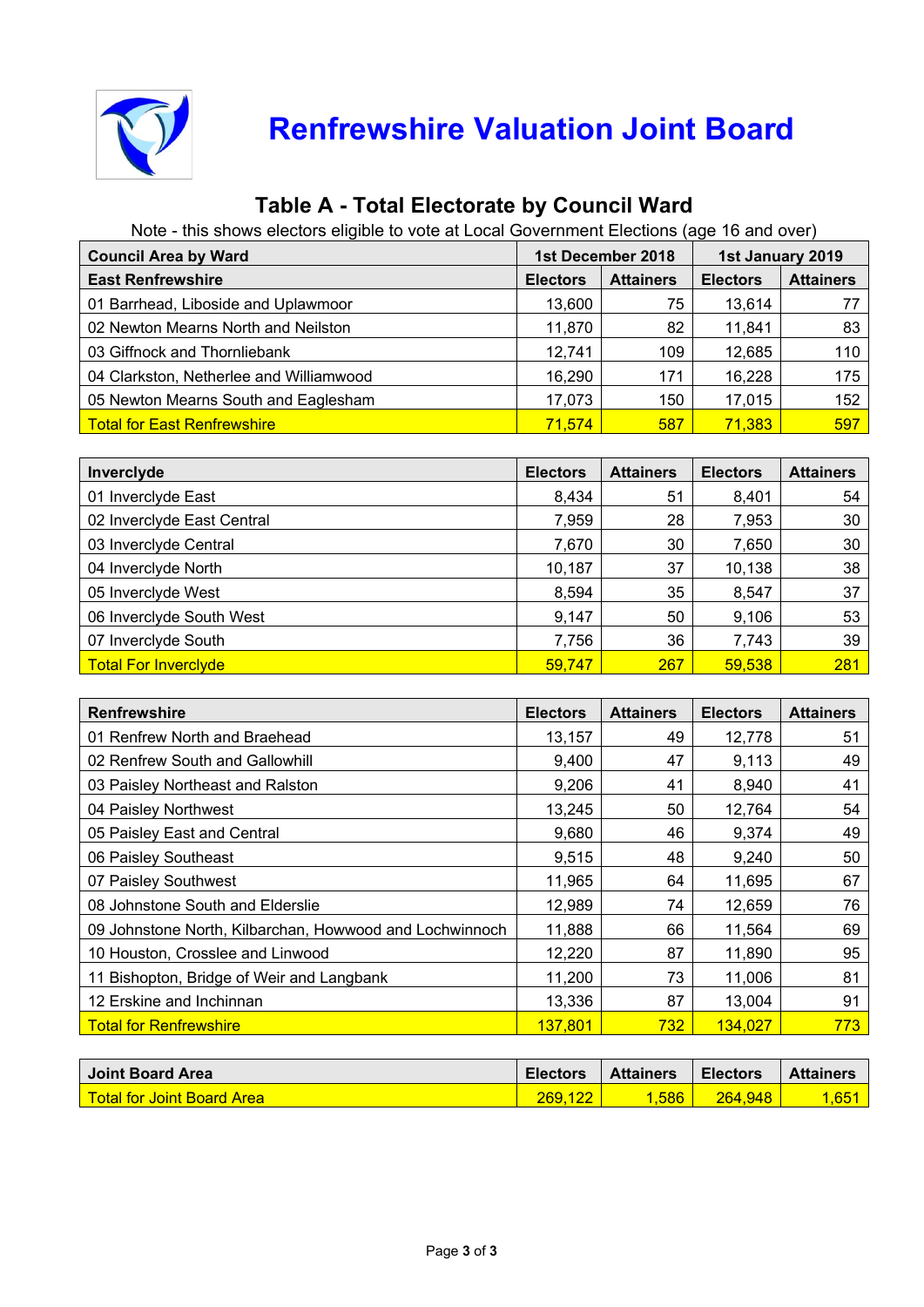# Renfrewshire Valuation Joint Board

## Table A - Total Electorate by Council Ward

Note - this shows electors eligible to vote at Local Government Elections (age 16 and over)

| Council Area by Ward | 1st December 2018 | | 1st January 2019 | |
|---|---|---|---|---|
| **East Renfrewshire** | **Electors** | **Attainers** | **Electors** | **Attainers** |
| 01 Barrhead, Liboside and Uplawmoor | 13,600 | 75 | 13,614 | 77 |
| 02 Newton Mearns North and Neilston | 11,870 | 82 | 11,841 | 83 |
| 03 Giffnock and Thornliebank | 12,741 | 109 | 12,685 | 110 |
| 04 Clarkston, Netherlee and Williamwood | 16,290 | 171 | 16,228 | 175 |
| 05 Newton Mearns South and Eaglesham | 17,073 | 150 | 17,015 | 152 |
| Total for East Renfrewshire | 71,574 | 587 | 71,383 | 597 |

| Inverclyde | Electors | Attainers | Electors | Attainers |
|---|---|---|---|---|
| 01 Inverclyde East | 8,434 | 51 | 8,401 | 54 |
| 02 Inverclyde East Central | 7,959 | 28 | 7,953 | 30 |
| 03 Inverclyde Central | 7,670 | 30 | 7,650 | 30 |
| 04 Inverclyde North | 10,187 | 37 | 10,138 | 38 |
| 05 Inverclyde West | 8,594 | 35 | 8,547 | 37 |
| 06 Inverclyde South West | 9,147 | 50 | 9,106 | 53 |
| 07 Inverclyde South | 7,756 | 36 | 7,743 | 39 |
| Total For Inverclyde | 59,747 | 267 | 59,538 | 281 |

| Renfrewshire | Electors | Attainers | Electors | Attainers |
|---|---|---|---|---|
| 01 Renfrew North and Braehead | 13,157 | 49 | 12,778 | 51 |
| 02 Renfrew South and Gallowhill | 9,400 | 47 | 9,113 | 49 |
| 03 Paisley Northeast and Ralston | 9,206 | 41 | 8,940 | 41 |
| 04 Paisley Northwest | 13,245 | 50 | 12,764 | 54 |
| 05 Paisley East and Central | 9,680 | 46 | 9,374 | 49 |
| 06 Paisley Southeast | 9,515 | 48 | 9,240 | 50 |
| 07 Paisley Southwest | 11,965 | 64 | 11,695 | 67 |
| 08 Johnstone South and Elderslie | 12,989 | 74 | 12,659 | 76 |
| 09 Johnstone North, Kilbarchan, Howwood and Lochwinnoch | 11,888 | 66 | 11,564 | 69 |
| 10 Houston, Crosslee and Linwood | 12,220 | 87 | 11,890 | 95 |
| 11 Bishopton, Bridge of Weir and Langbank | 11,200 | 73 | 11,006 | 81 |
| 12 Erskine and Inchinnan | 13,336 | 87 | 13,004 | 91 |
| Total for Renfrewshire | 137,801 | 732 | 134,027 | 773 |

| Joint Board Area | Electors | Attainers | Electors | Attainers |
|---|---|---|---|---|
| Total for Joint Board Area | 269,122 | 1,586 | 264,948 | 1,651 |